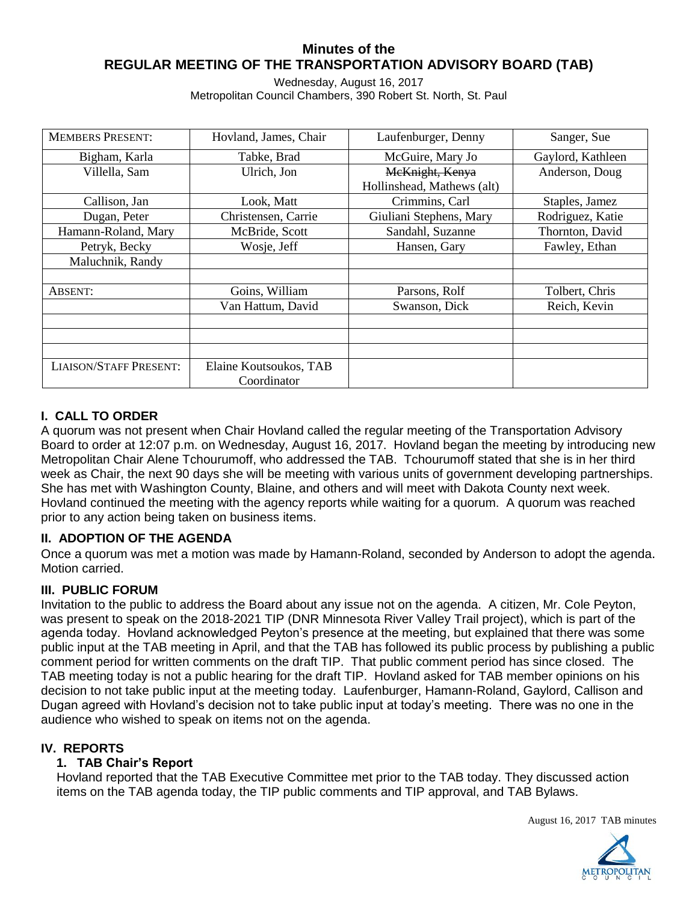# Minutes of the
# REGULAR MEETING OF THE TRANSPORTATION ADVISORY BOARD (TAB)

Wednesday, August 16, 2017
Metropolitan Council Chambers, 390 Robert St. North, St. Paul

| MEMBERS PRESENT: | Hovland, James, Chair | Laufenburger, Denny | Sanger, Sue |
|---|---|---|---|
| Bigham, Karla | Tabke, Brad | McGuire, Mary Jo | Gaylord, Kathleen |
| Villella, Sam | Ulrich, Jon | ~~McKnight, Kenya~~ Hollinshead, Mathews (alt) | Anderson, Doug |
| Callison, Jan | Look, Matt | Crimmins, Carl | Staples, Jamez |
| Dugan, Peter | Christensen, Carrie | Giuliani Stephens, Mary | Rodriguez, Katie |
| Hamann-Roland, Mary | McBride, Scott | Sandahl, Suzanne | Thornton, David |
| Petryk, Becky | Wosje, Jeff | Hansen, Gary | Fawley, Ethan |
| Maluchnik, Randy | | | |
| | | | |
| ABSENT: | Goins, William | Parsons, Rolf | Tolbert, Chris |
| | Van Hattum, David | Swanson, Dick | Reich, Kevin |
| | | | |
| | | | |
| | | | |
| LIAISON/STAFF PRESENT: | Elaine Koutsoukos, TAB Coordinator | | |

## I. CALL TO ORDER

A quorum was not present when Chair Hovland called the regular meeting of the Transportation Advisory Board to order at 12:07 p.m. on Wednesday, August 16, 2017. Hovland began the meeting by introducing new Metropolitan Chair Alene Tchourumoff, who addressed the TAB. Tchourumoff stated that she is in her third week as Chair, the next 90 days she will be meeting with various units of government developing partnerships. She has met with Washington County, Blaine, and others and will meet with Dakota County next week. Hovland continued the meeting with the agency reports while waiting for a quorum. A quorum was reached prior to any action being taken on business items.

## II. ADOPTION OF THE AGENDA

Once a quorum was met a motion was made by Hamann-Roland, seconded by Anderson to adopt the agenda. Motion carried.

## III. PUBLIC FORUM

Invitation to the public to address the Board about any issue not on the agenda. A citizen, Mr. Cole Peyton, was present to speak on the 2018-2021 TIP (DNR Minnesota River Valley Trail project), which is part of the agenda today. Hovland acknowledged Peyton's presence at the meeting, but explained that there was some public input at the TAB meeting in April, and that the TAB has followed its public process by publishing a public comment period for written comments on the draft TIP. That public comment period has since closed. The TAB meeting today is not a public hearing for the draft TIP. Hovland asked for TAB member opinions on his decision to not take public input at the meeting today. Laufenburger, Hamann-Roland, Gaylord, Callison and Dugan agreed with Hovland's decision not to take public input at today's meeting. There was no one in the audience who wished to speak on items not on the agenda.

## IV. REPORTS

### 1. TAB Chair's Report

Hovland reported that the TAB Executive Committee met prior to the TAB today. They discussed action items on the TAB agenda today, the TIP public comments and TIP approval, and TAB Bylaws.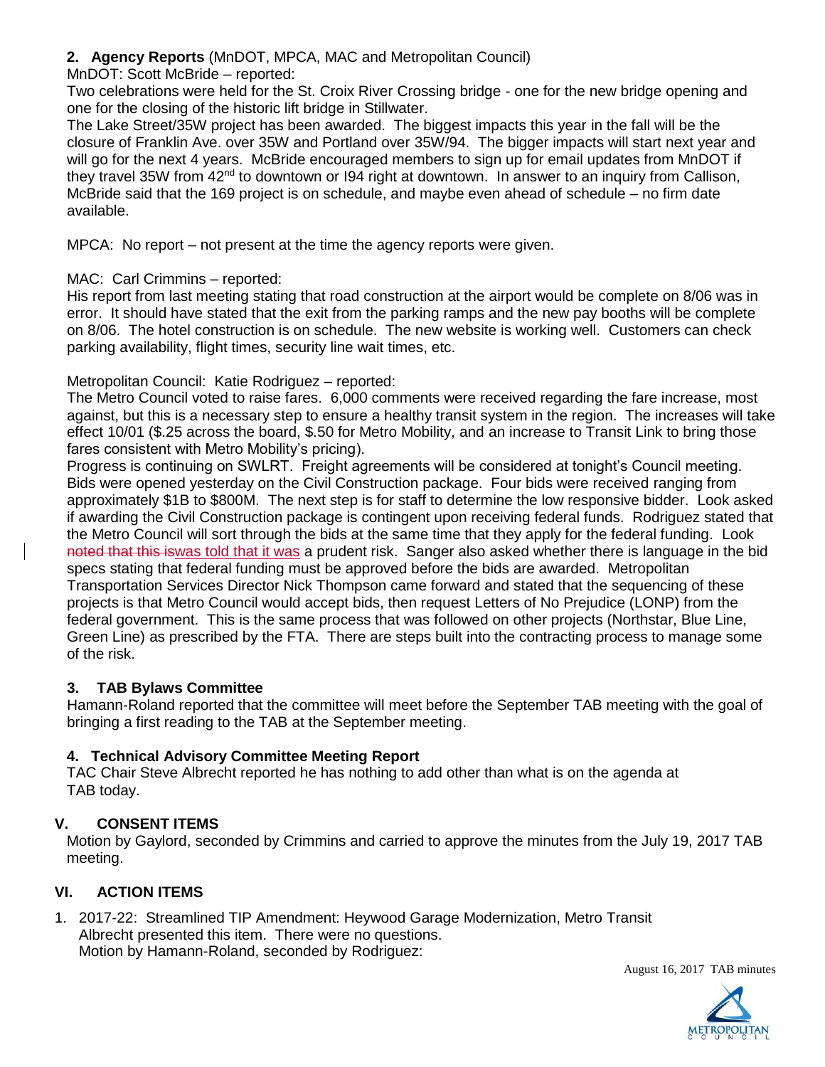**2. Agency Reports** (MnDOT, MPCA, MAC and Metropolitan Council)

MnDOT: Scott McBride – reported:

Two celebrations were held for the St. Croix River Crossing bridge - one for the new bridge opening and one for the closing of the historic lift bridge in Stillwater.

The Lake Street/35W project has been awarded. The biggest impacts this year in the fall will be the closure of Franklin Ave. over 35W and Portland over 35W/94. The bigger impacts will start next year and will go for the next 4 years. McBride encouraged members to sign up for email updates from MnDOT if they travel 35W from 42nd to downtown or I94 right at downtown. In answer to an inquiry from Callison, McBride said that the 169 project is on schedule, and maybe even ahead of schedule – no firm date available.

MPCA: No report – not present at the time the agency reports were given.

MAC: Carl Crimmins – reported:

His report from last meeting stating that road construction at the airport would be complete on 8/06 was in error. It should have stated that the exit from the parking ramps and the new pay booths will be complete on 8/06. The hotel construction is on schedule. The new website is working well. Customers can check parking availability, flight times, security line wait times, etc.

Metropolitan Council: Katie Rodriguez – reported:

The Metro Council voted to raise fares. 6,000 comments were received regarding the fare increase, most against, but this is a necessary step to ensure a healthy transit system in the region. The increases will take effect 10/01 ($.25 across the board, $.50 for Metro Mobility, and an increase to Transit Link to bring those fares consistent with Metro Mobility's pricing).

Progress is continuing on SWLRT. Freight agreements will be considered at tonight's Council meeting. Bids were opened yesterday on the Civil Construction package. Four bids were received ranging from approximately $1B to $800M. The next step is for staff to determine the low responsive bidder. Look asked if awarding the Civil Construction package is contingent upon receiving federal funds. Rodriguez stated that the Metro Council will sort through the bids at the same time that they apply for the federal funding. Look ~~noted that this is~~was told that it was a prudent risk. Sanger also asked whether there is language in the bid specs stating that federal funding must be approved before the bids are awarded. Metropolitan Transportation Services Director Nick Thompson came forward and stated that the sequencing of these projects is that Metro Council would accept bids, then request Letters of No Prejudice (LONP) from the federal government. This is the same process that was followed on other projects (Northstar, Blue Line, Green Line) as prescribed by the FTA. There are steps built into the contracting process to manage some of the risk.

**3. TAB Bylaws Committee**

Hamann-Roland reported that the committee will meet before the September TAB meeting with the goal of bringing a first reading to the TAB at the September meeting.

**4. Technical Advisory Committee Meeting Report**

TAC Chair Steve Albrecht reported he has nothing to add other than what is on the agenda at TAB today.

## V. CONSENT ITEMS

Motion by Gaylord, seconded by Crimmins and carried to approve the minutes from the July 19, 2017 TAB meeting.

## VI. ACTION ITEMS

1. 2017-22: Streamlined TIP Amendment: Heywood Garage Modernization, Metro Transit
   Albrecht presented this item. There were no questions.
   Motion by Hamann-Roland, seconded by Rodriguez: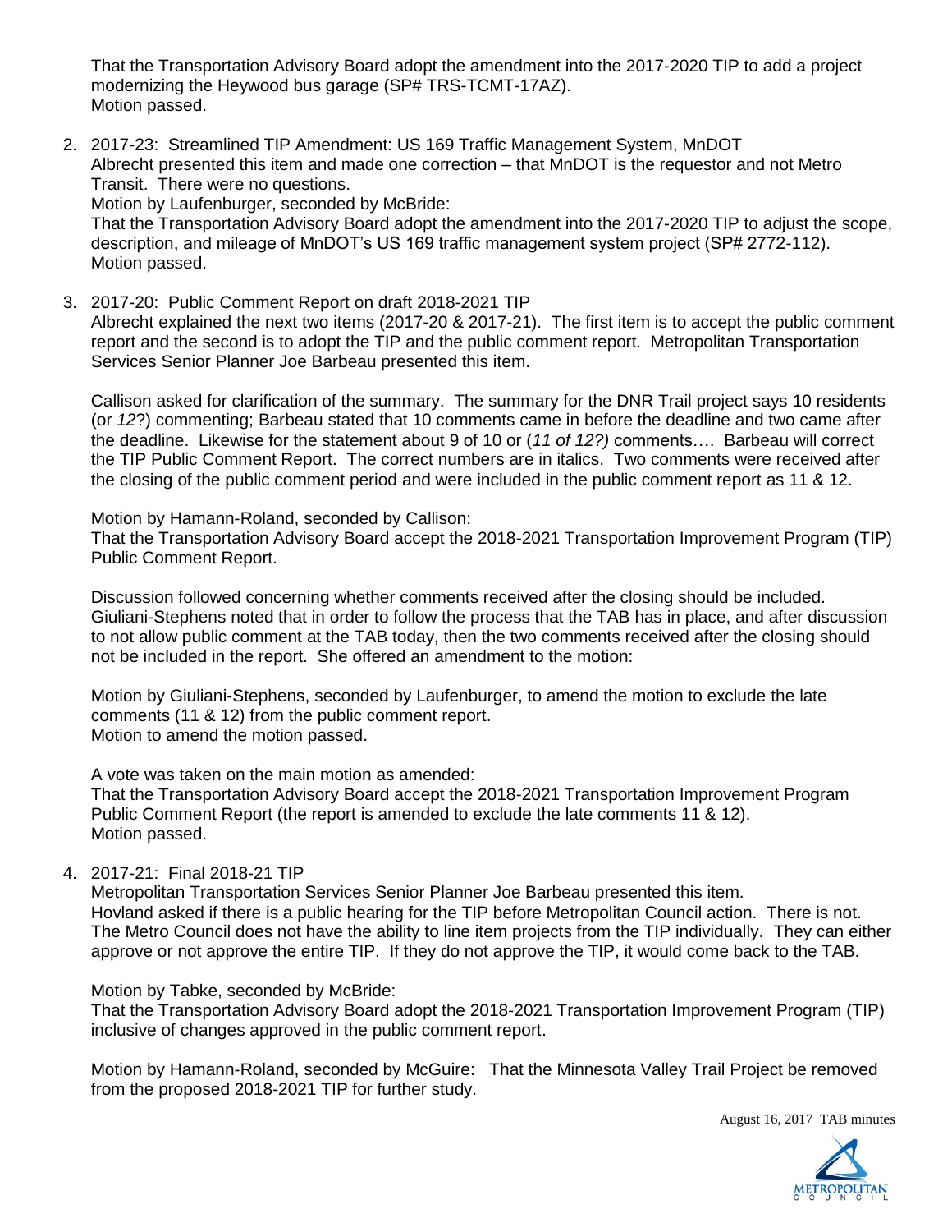That the Transportation Advisory Board adopt the amendment into the 2017-2020 TIP to add a project modernizing the Heywood bus garage (SP# TRS-TCMT-17AZ).
Motion passed.

2. 2017-23: Streamlined TIP Amendment: US 169 Traffic Management System, MnDOT
Albrecht presented this item and made one correction – that MnDOT is the requestor and not Metro Transit. There were no questions.
Motion by Laufenburger, seconded by McBride:
That the Transportation Advisory Board adopt the amendment into the 2017-2020 TIP to adjust the scope, description, and mileage of MnDOT's US 169 traffic management system project (SP# 2772-112).
Motion passed.

3. 2017-20: Public Comment Report on draft 2018-2021 TIP
Albrecht explained the next two items (2017-20 & 2017-21). The first item is to accept the public comment report and the second is to adopt the TIP and the public comment report. Metropolitan Transportation Services Senior Planner Joe Barbeau presented this item.

   Callison asked for clarification of the summary. The summary for the DNR Trail project says 10 residents (or *12*?) commenting; Barbeau stated that 10 comments came in before the deadline and two came after the deadline. Likewise for the statement about 9 of 10 or (*11 of 12?)* comments…. Barbeau will correct the TIP Public Comment Report. The correct numbers are in italics. Two comments were received after the closing of the public comment period and were included in the public comment report as 11 & 12.

   Motion by Hamann-Roland, seconded by Callison:
   That the Transportation Advisory Board accept the 2018-2021 Transportation Improvement Program (TIP) Public Comment Report.

   Discussion followed concerning whether comments received after the closing should be included. Giuliani-Stephens noted that in order to follow the process that the TAB has in place, and after discussion to not allow public comment at the TAB today, then the two comments received after the closing should not be included in the report. She offered an amendment to the motion:

   Motion by Giuliani-Stephens, seconded by Laufenburger, to amend the motion to exclude the late comments (11 & 12) from the public comment report.
   Motion to amend the motion passed.

   A vote was taken on the main motion as amended:
   That the Transportation Advisory Board accept the 2018-2021 Transportation Improvement Program Public Comment Report (the report is amended to exclude the late comments 11 & 12).
   Motion passed.

4. 2017-21: Final 2018-21 TIP
Metropolitan Transportation Services Senior Planner Joe Barbeau presented this item.
Hovland asked if there is a public hearing for the TIP before Metropolitan Council action. There is not. The Metro Council does not have the ability to line item projects from the TIP individually. They can either approve or not approve the entire TIP. If they do not approve the TIP, it would come back to the TAB.

   Motion by Tabke, seconded by McBride:
   That the Transportation Advisory Board adopt the 2018-2021 Transportation Improvement Program (TIP) inclusive of changes approved in the public comment report.

   Motion by Hamann-Roland, seconded by McGuire: That the Minnesota Valley Trail Project be removed from the proposed 2018-2021 TIP for further study.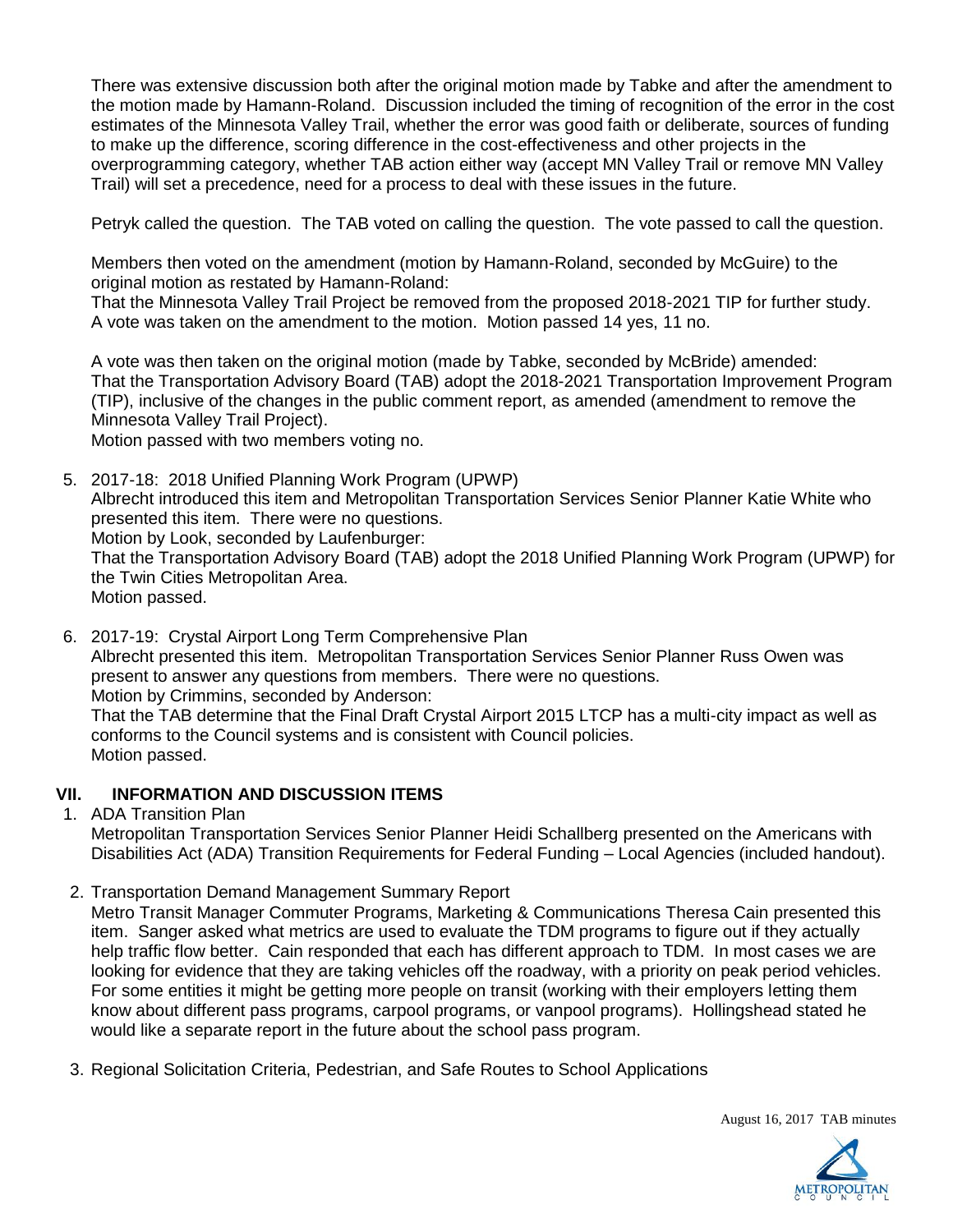There was extensive discussion both after the original motion made by Tabke and after the amendment to the motion made by Hamann-Roland. Discussion included the timing of recognition of the error in the cost estimates of the Minnesota Valley Trail, whether the error was good faith or deliberate, sources of funding to make up the difference, scoring difference in the cost-effectiveness and other projects in the overprogramming category, whether TAB action either way (accept MN Valley Trail or remove MN Valley Trail) will set a precedence, need for a process to deal with these issues in the future.

Petryk called the question. The TAB voted on calling the question. The vote passed to call the question.

Members then voted on the amendment (motion by Hamann-Roland, seconded by McGuire) to the original motion as restated by Hamann-Roland:
That the Minnesota Valley Trail Project be removed from the proposed 2018-2021 TIP for further study.
A vote was taken on the amendment to the motion. Motion passed 14 yes, 11 no.

A vote was then taken on the original motion (made by Tabke, seconded by McBride) amended:
That the Transportation Advisory Board (TAB) adopt the 2018-2021 Transportation Improvement Program (TIP), inclusive of the changes in the public comment report, as amended (amendment to remove the Minnesota Valley Trail Project).
Motion passed with two members voting no.

5. 2017-18: 2018 Unified Planning Work Program (UPWP)
   Albrecht introduced this item and Metropolitan Transportation Services Senior Planner Katie White who presented this item. There were no questions.
   Motion by Look, seconded by Laufenburger:
   That the Transportation Advisory Board (TAB) adopt the 2018 Unified Planning Work Program (UPWP) for the Twin Cities Metropolitan Area.
   Motion passed.

6. 2017-19: Crystal Airport Long Term Comprehensive Plan
   Albrecht presented this item. Metropolitan Transportation Services Senior Planner Russ Owen was present to answer any questions from members. There were no questions.
   Motion by Crimmins, seconded by Anderson:
   That the TAB determine that the Final Draft Crystal Airport 2015 LTCP has a multi-city impact as well as conforms to the Council systems and is consistent with Council policies.
   Motion passed.

## VII. INFORMATION AND DISCUSSION ITEMS

1. ADA Transition Plan
   Metropolitan Transportation Services Senior Planner Heidi Schallberg presented on the Americans with Disabilities Act (ADA) Transition Requirements for Federal Funding – Local Agencies (included handout).

2. Transportation Demand Management Summary Report
   Metro Transit Manager Commuter Programs, Marketing & Communications Theresa Cain presented this item. Sanger asked what metrics are used to evaluate the TDM programs to figure out if they actually help traffic flow better. Cain responded that each has different approach to TDM. In most cases we are looking for evidence that they are taking vehicles off the roadway, with a priority on peak period vehicles. For some entities it might be getting more people on transit (working with their employers letting them know about different pass programs, carpool programs, or vanpool programs). Hollingshead stated he would like a separate report in the future about the school pass program.

3. Regional Solicitation Criteria, Pedestrian, and Safe Routes to School Applications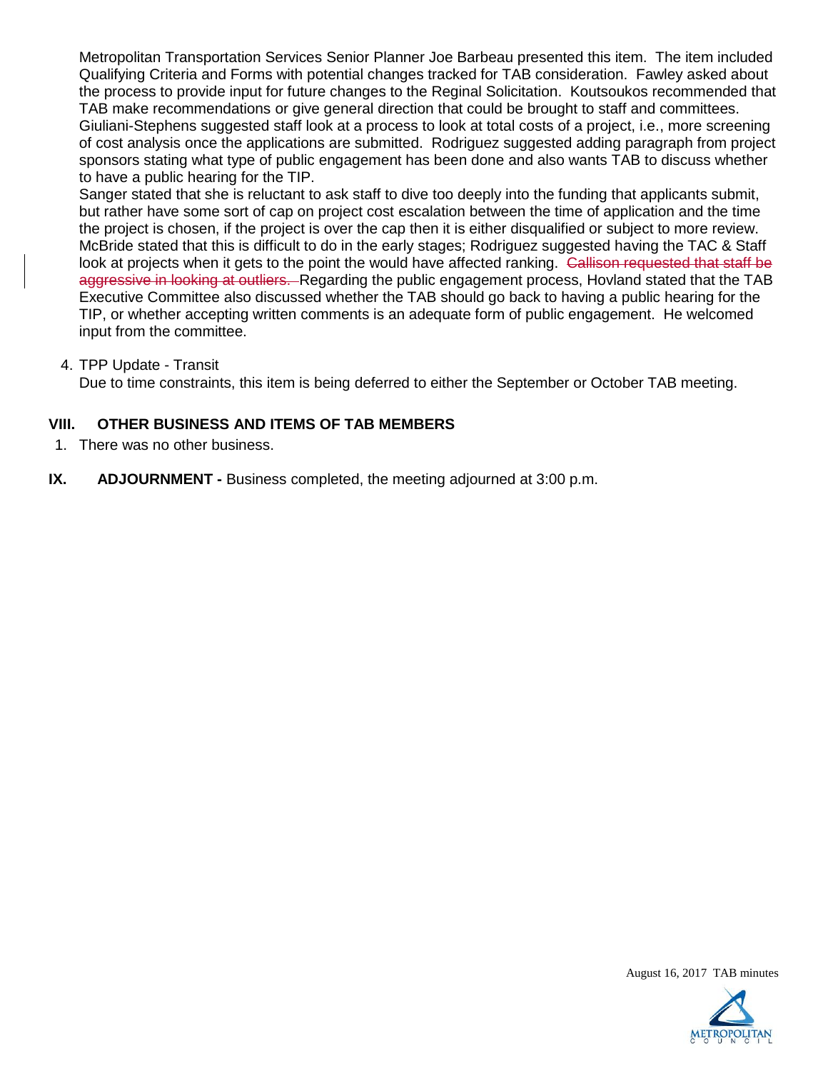Metropolitan Transportation Services Senior Planner Joe Barbeau presented this item. The item included Qualifying Criteria and Forms with potential changes tracked for TAB consideration. Fawley asked about the process to provide input for future changes to the Reginal Solicitation. Koutsoukos recommended that TAB make recommendations or give general direction that could be brought to staff and committees. Giuliani-Stephens suggested staff look at a process to look at total costs of a project, i.e., more screening of cost analysis once the applications are submitted. Rodriguez suggested adding paragraph from project sponsors stating what type of public engagement has been done and also wants TAB to discuss whether to have a public hearing for the TIP.

Sanger stated that she is reluctant to ask staff to dive too deeply into the funding that applicants submit, but rather have some sort of cap on project cost escalation between the time of application and the time the project is chosen, if the project is over the cap then it is either disqualified or subject to more review. McBride stated that this is difficult to do in the early stages; Rodriguez suggested having the TAC & Staff look at projects when it gets to the point the would have affected ranking. ~~Callison requested that staff be aggressive in looking at outliers.~~ Regarding the public engagement process, Hovland stated that the TAB Executive Committee also discussed whether the TAB should go back to having a public hearing for the TIP, or whether accepting written comments is an adequate form of public engagement. He welcomed input from the committee.

4. TPP Update - Transit

   Due to time constraints, this item is being deferred to either the September or October TAB meeting.

## VIII. OTHER BUSINESS AND ITEMS OF TAB MEMBERS

1. There was no other business.

## IX. ADJOURNMENT - Business completed, the meeting adjourned at 3:00 p.m.